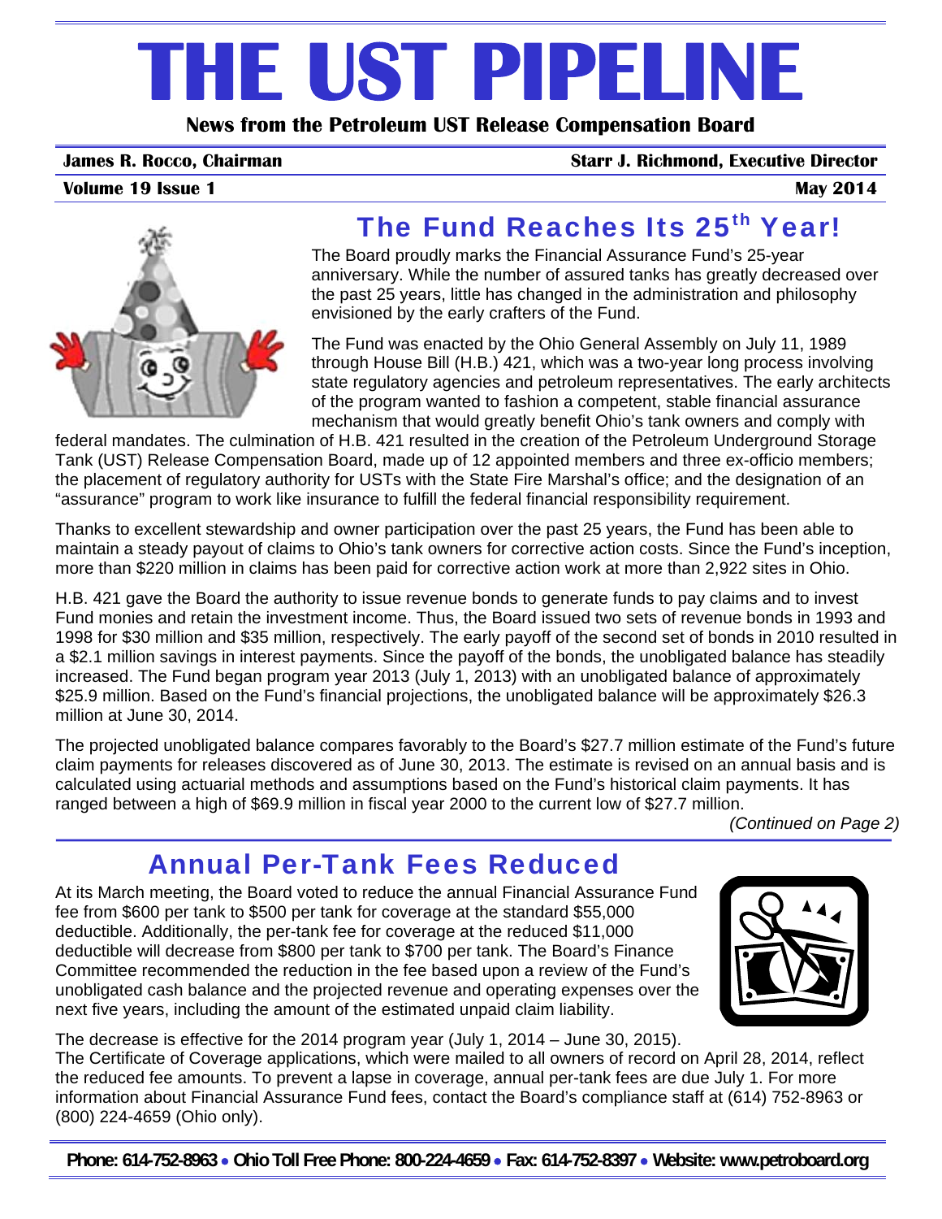# THE UST PIPELINE

**News from the Petroleum UST Release Compensation Board**

**James R. Rocco, Chairman** | **Starr J. Richmond, Executive Director**

**Volume 19 Issue 1** | **May 2014**

## The Fund Reaches Its 25th Year!

The Board proudly marks the Financial Assurance Fund's 25-year anniversary. While the number of assured tanks has greatly decreased over the past 25 years, little has changed in the administration and philosophy envisioned by the early crafters of the Fund.

The Fund was enacted by the Ohio General Assembly on July 11, 1989 through House Bill (H.B.) 421, which was a two-year long process involving state regulatory agencies and petroleum representatives. The early architects of the program wanted to fashion a competent, stable financial assurance mechanism that would greatly benefit Ohio's tank owners and comply with federal mandates. The culmination of H.B. 421 resulted in the creation of the Petroleum Underground Storage Tank (UST) Release Compensation Board, made up of 12 appointed members and three ex-officio members; the placement of regulatory authority for USTs with the State Fire Marshal's office; and the designation of an "assurance" program to work like insurance to fulfill the federal financial responsibility requirement.

Thanks to excellent stewardship and owner participation over the past 25 years, the Fund has been able to maintain a steady payout of claims to Ohio's tank owners for corrective action costs. Since the Fund's inception, more than $220 million in claims has been paid for corrective action work at more than 2,922 sites in Ohio.

H.B. 421 gave the Board the authority to issue revenue bonds to generate funds to pay claims and to invest Fund monies and retain the investment income. Thus, the Board issued two sets of revenue bonds in 1993 and 1998 for $30 million and $35 million, respectively. The early payoff of the second set of bonds in 2010 resulted in a $2.1 million savings in interest payments. Since the payoff of the bonds, the unobligated balance has steadily increased. The Fund began program year 2013 (July 1, 2013) with an unobligated balance of approximately $25.9 million. Based on the Fund's financial projections, the unobligated balance will be approximately $26.3 million at June 30, 2014.

The projected unobligated balance compares favorably to the Board's $27.7 million estimate of the Fund's future claim payments for releases discovered as of June 30, 2013. The estimate is revised on an annual basis and is calculated using actuarial methods and assumptions based on the Fund's historical claim payments. It has ranged between a high of $69.9 million in fiscal year 2000 to the current low of $27.7 million.

*(Continued on Page 2)*

## Annual Per-Tank Fees Reduced

At its March meeting, the Board voted to reduce the annual Financial Assurance Fund fee from $600 per tank to $500 per tank for coverage at the standard $55,000 deductible. Additionally, the per-tank fee for coverage at the reduced $11,000 deductible will decrease from $800 per tank to $700 per tank. The Board's Finance Committee recommended the reduction in the fee based upon a review of the Fund's unobligated cash balance and the projected revenue and operating expenses over the next five years, including the amount of the estimated unpaid claim liability.

The decrease is effective for the 2014 program year (July 1, 2014 – June 30, 2015). The Certificate of Coverage applications, which were mailed to all owners of record on April 28, 2014, reflect the reduced fee amounts. To prevent a lapse in coverage, annual per-tank fees are due July 1. For more information about Financial Assurance Fund fees, contact the Board's compliance staff at (614) 752-8963 or (800) 224-4659 (Ohio only).

**Phone: 614-752-8963 • Ohio Toll Free Phone: 800-224-4659 • Fax: 614-752-8397 • Website: www.petroboard.org**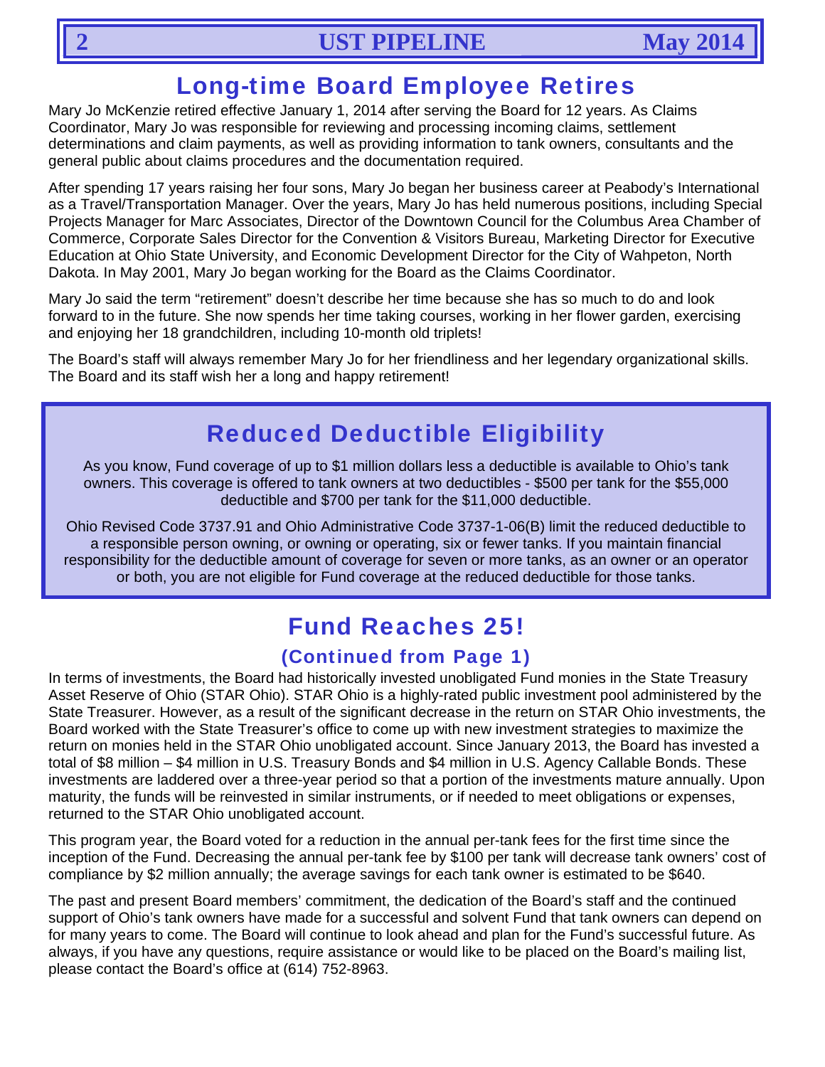## Long-time Board Employee Retires

Mary Jo McKenzie retired effective January 1, 2014 after serving the Board for 12 years. As Claims Coordinator, Mary Jo was responsible for reviewing and processing incoming claims, settlement determinations and claim payments, as well as providing information to tank owners, consultants and the general public about claims procedures and the documentation required.

After spending 17 years raising her four sons, Mary Jo began her business career at Peabody's International as a Travel/Transportation Manager. Over the years, Mary Jo has held numerous positions, including Special Projects Manager for Marc Associates, Director of the Downtown Council for the Columbus Area Chamber of Commerce, Corporate Sales Director for the Convention & Visitors Bureau, Marketing Director for Executive Education at Ohio State University, and Economic Development Director for the City of Wahpeton, North Dakota. In May 2001, Mary Jo began working for the Board as the Claims Coordinator.

Mary Jo said the term "retirement" doesn't describe her time because she has so much to do and look forward to in the future. She now spends her time taking courses, working in her flower garden, exercising and enjoying her 18 grandchildren, including 10-month old triplets!

The Board's staff will always remember Mary Jo for her friendliness and her legendary organizational skills. The Board and its staff wish her a long and happy retirement!

## Reduced Deductible Eligibility

As you know, Fund coverage of up to $1 million dollars less a deductible is available to Ohio's tank owners. This coverage is offered to tank owners at two deductibles - $500 per tank for the $55,000 deductible and $700 per tank for the $11,000 deductible.

Ohio Revised Code 3737.91 and Ohio Administrative Code 3737-1-06(B) limit the reduced deductible to a responsible person owning, or owning or operating, six or fewer tanks. If you maintain financial responsibility for the deductible amount of coverage for seven or more tanks, as an owner or an operator or both, you are not eligible for Fund coverage at the reduced deductible for those tanks.

## Fund Reaches 25!

### (Continued from Page 1)

In terms of investments, the Board had historically invested unobligated Fund monies in the State Treasury Asset Reserve of Ohio (STAR Ohio). STAR Ohio is a highly-rated public investment pool administered by the State Treasurer. However, as a result of the significant decrease in the return on STAR Ohio investments, the Board worked with the State Treasurer's office to come up with new investment strategies to maximize the return on monies held in the STAR Ohio unobligated account. Since January 2013, the Board has invested a total of $8 million – $4 million in U.S. Treasury Bonds and $4 million in U.S. Agency Callable Bonds. These investments are laddered over a three-year period so that a portion of the investments mature annually. Upon maturity, the funds will be reinvested in similar instruments, or if needed to meet obligations or expenses, returned to the STAR Ohio unobligated account.

This program year, the Board voted for a reduction in the annual per-tank fees for the first time since the inception of the Fund. Decreasing the annual per-tank fee by $100 per tank will decrease tank owners' cost of compliance by $2 million annually; the average savings for each tank owner is estimated to be $640.

The past and present Board members' commitment, the dedication of the Board's staff and the continued support of Ohio's tank owners have made for a successful and solvent Fund that tank owners can depend on for many years to come. The Board will continue to look ahead and plan for the Fund's successful future. As always, if you have any questions, require assistance or would like to be placed on the Board's mailing list, please contact the Board's office at (614) 752-8963.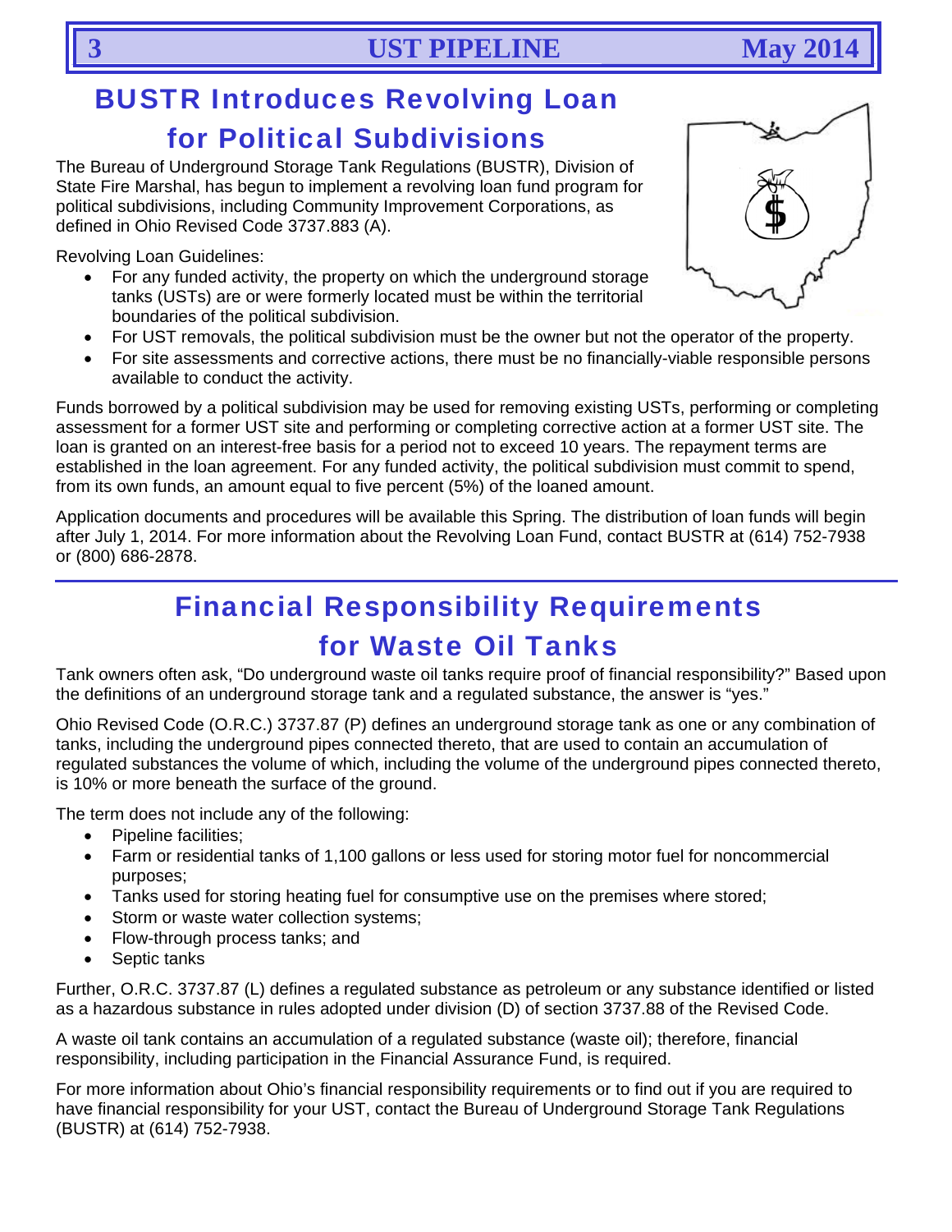# BUSTR Introduces Revolving Loan for Political Subdivisions

The Bureau of Underground Storage Tank Regulations (BUSTR), Division of State Fire Marshal, has begun to implement a revolving loan fund program for political subdivisions, including Community Improvement Corporations, as defined in Ohio Revised Code 3737.883 (A).

Revolving Loan Guidelines:

- For any funded activity, the property on which the underground storage tanks (USTs) are or were formerly located must be within the territorial boundaries of the political subdivision.
- For UST removals, the political subdivision must be the owner but not the operator of the property.
- For site assessments and corrective actions, there must be no financially-viable responsible persons available to conduct the activity.

Funds borrowed by a political subdivision may be used for removing existing USTs, performing or completing assessment for a former UST site and performing or completing corrective action at a former UST site. The loan is granted on an interest-free basis for a period not to exceed 10 years. The repayment terms are established in the loan agreement. For any funded activity, the political subdivision must commit to spend, from its own funds, an amount equal to five percent (5%) of the loaned amount.

Application documents and procedures will be available this Spring. The distribution of loan funds will begin after July 1, 2014. For more information about the Revolving Loan Fund, contact BUSTR at (614) 752-7938 or (800) 686-2878.

# Financial Responsibility Requirements for Waste Oil Tanks

Tank owners often ask, "Do underground waste oil tanks require proof of financial responsibility?" Based upon the definitions of an underground storage tank and a regulated substance, the answer is "yes."

Ohio Revised Code (O.R.C.) 3737.87 (P) defines an underground storage tank as one or any combination of tanks, including the underground pipes connected thereto, that are used to contain an accumulation of regulated substances the volume of which, including the volume of the underground pipes connected thereto, is 10% or more beneath the surface of the ground.

The term does not include any of the following:

- Pipeline facilities;
- Farm or residential tanks of 1,100 gallons or less used for storing motor fuel for noncommercial purposes;
- Tanks used for storing heating fuel for consumptive use on the premises where stored;
- Storm or waste water collection systems;
- Flow-through process tanks; and
- Septic tanks

Further, O.R.C. 3737.87 (L) defines a regulated substance as petroleum or any substance identified or listed as a hazardous substance in rules adopted under division (D) of section 3737.88 of the Revised Code.

A waste oil tank contains an accumulation of a regulated substance (waste oil); therefore, financial responsibility, including participation in the Financial Assurance Fund, is required.

For more information about Ohio's financial responsibility requirements or to find out if you are required to have financial responsibility for your UST, contact the Bureau of Underground Storage Tank Regulations (BUSTR) at (614) 752-7938.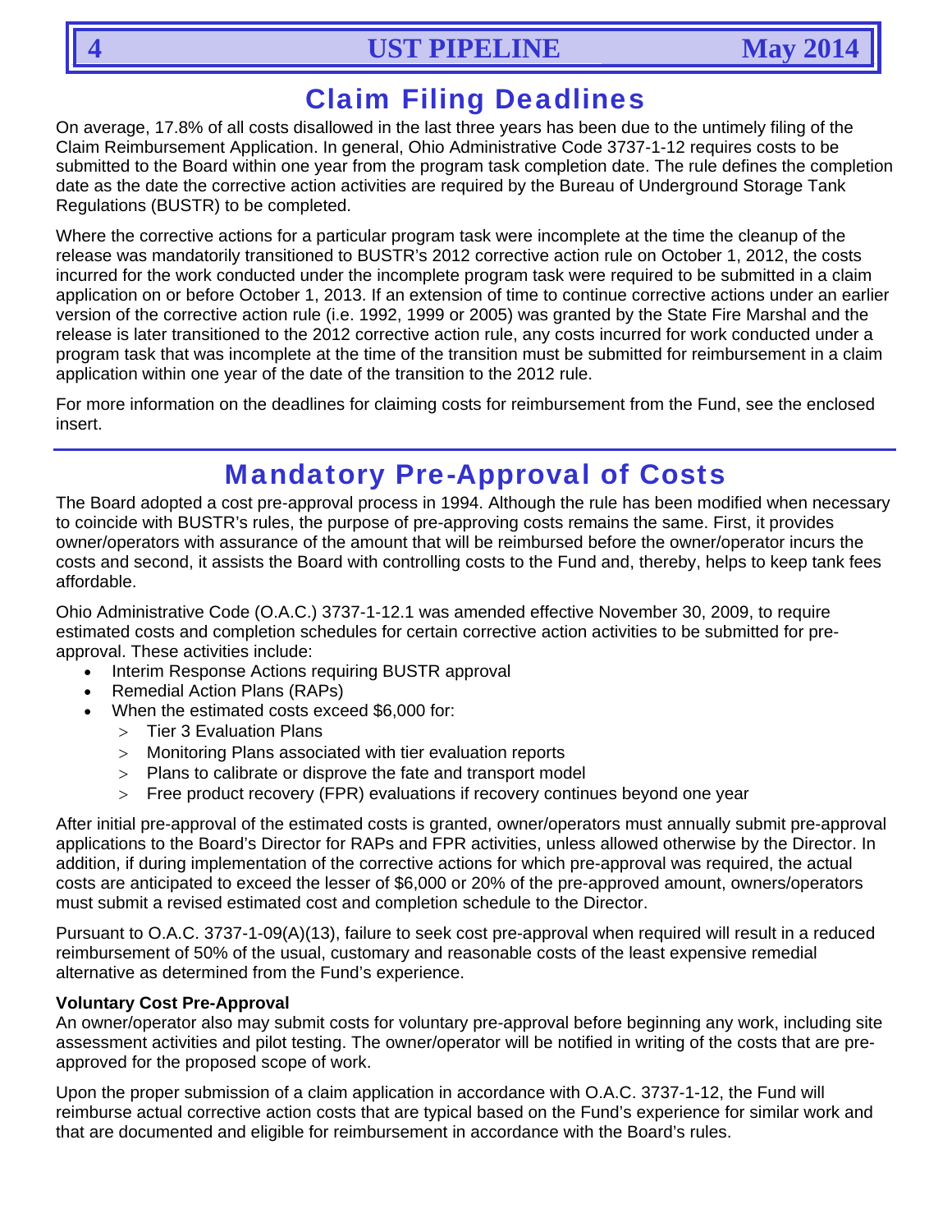# Claim Filing Deadlines

On average, 17.8% of all costs disallowed in the last three years has been due to the untimely filing of the Claim Reimbursement Application. In general, Ohio Administrative Code 3737-1-12 requires costs to be submitted to the Board within one year from the program task completion date. The rule defines the completion date as the date the corrective action activities are required by the Bureau of Underground Storage Tank Regulations (BUSTR) to be completed.

Where the corrective actions for a particular program task were incomplete at the time the cleanup of the release was mandatorily transitioned to BUSTR's 2012 corrective action rule on October 1, 2012, the costs incurred for the work conducted under the incomplete program task were required to be submitted in a claim application on or before October 1, 2013. If an extension of time to continue corrective actions under an earlier version of the corrective action rule (i.e. 1992, 1999 or 2005) was granted by the State Fire Marshal and the release is later transitioned to the 2012 corrective action rule, any costs incurred for work conducted under a program task that was incomplete at the time of the transition must be submitted for reimbursement in a claim application within one year of the date of the transition to the 2012 rule.

For more information on the deadlines for claiming costs for reimbursement from the Fund, see the enclosed insert.

# Mandatory Pre-Approval of Costs

The Board adopted a cost pre-approval process in 1994. Although the rule has been modified when necessary to coincide with BUSTR's rules, the purpose of pre-approving costs remains the same. First, it provides owner/operators with assurance of the amount that will be reimbursed before the owner/operator incurs the costs and second, it assists the Board with controlling costs to the Fund and, thereby, helps to keep tank fees affordable.

Ohio Administrative Code (O.A.C.) 3737-1-12.1 was amended effective November 30, 2009, to require estimated costs and completion schedules for certain corrective action activities to be submitted for pre-approval. These activities include:

- Interim Response Actions requiring BUSTR approval
- Remedial Action Plans (RAPs)
- When the estimated costs exceed $6,000 for:
  - Tier 3 Evaluation Plans
  - Monitoring Plans associated with tier evaluation reports
  - Plans to calibrate or disprove the fate and transport model
  - Free product recovery (FPR) evaluations if recovery continues beyond one year

After initial pre-approval of the estimated costs is granted, owner/operators must annually submit pre-approval applications to the Board's Director for RAPs and FPR activities, unless allowed otherwise by the Director. In addition, if during implementation of the corrective actions for which pre-approval was required, the actual costs are anticipated to exceed the lesser of $6,000 or 20% of the pre-approved amount, owners/operators must submit a revised estimated cost and completion schedule to the Director.

Pursuant to O.A.C. 3737-1-09(A)(13), failure to seek cost pre-approval when required will result in a reduced reimbursement of 50% of the usual, customary and reasonable costs of the least expensive remedial alternative as determined from the Fund's experience.

**Voluntary Cost Pre-Approval**

An owner/operator also may submit costs for voluntary pre-approval before beginning any work, including site assessment activities and pilot testing. The owner/operator will be notified in writing of the costs that are pre-approved for the proposed scope of work.

Upon the proper submission of a claim application in accordance with O.A.C. 3737-1-12, the Fund will reimburse actual corrective action costs that are typical based on the Fund's experience for similar work and that are documented and eligible for reimbursement in accordance with the Board's rules.